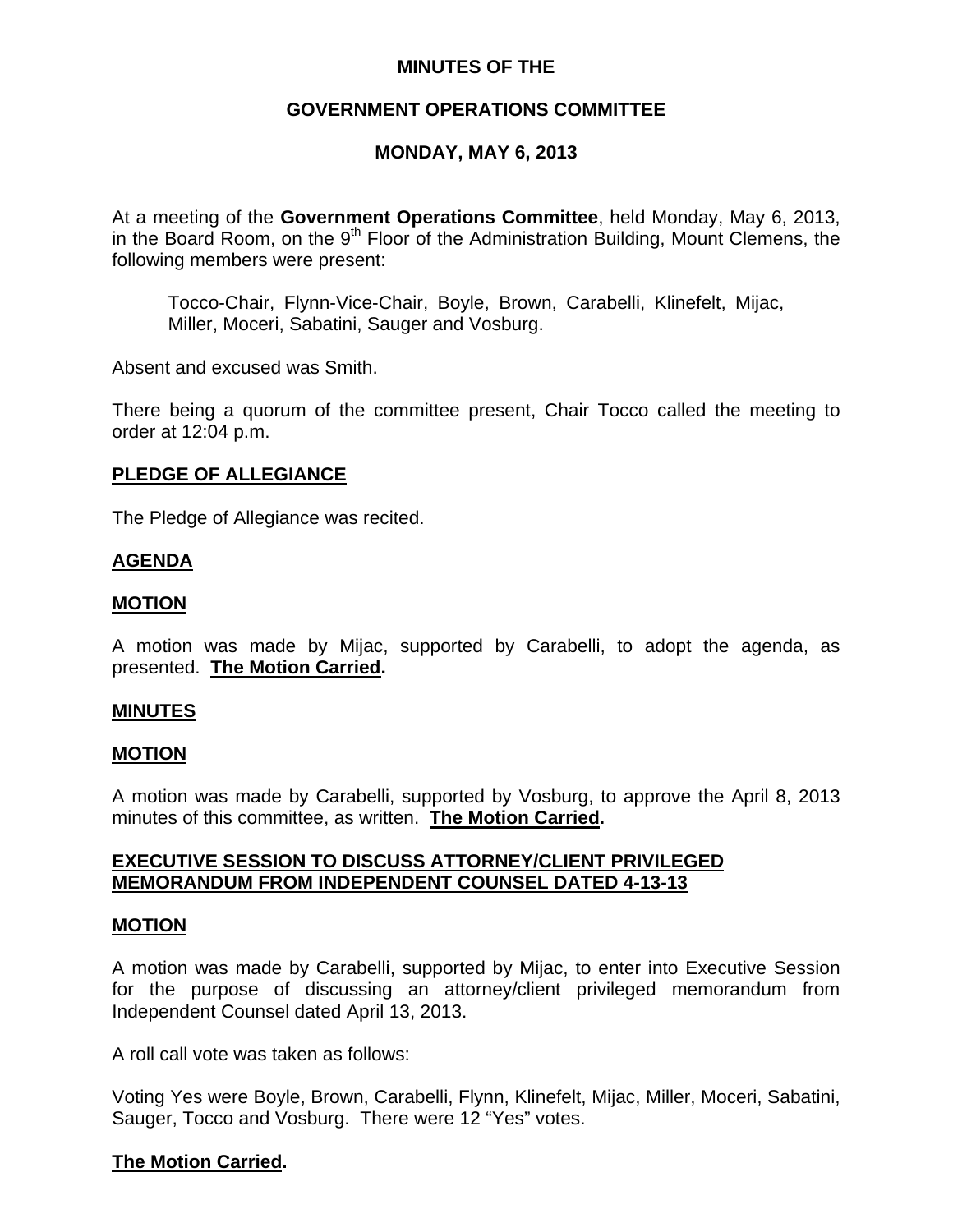**MINUTES OF THE**

**GOVERNMENT OPERATIONS COMMITTEE**

**MONDAY, MAY 6, 2013**

At a meeting of the **Government Operations Committee**, held Monday, May 6, 2013, in the Board Room, on the 9th Floor of the Administration Building, Mount Clemens, the following members were present:

> Tocco-Chair, Flynn-Vice-Chair, Boyle, Brown, Carabelli, Klinefelt, Mijac, Miller, Moceri, Sabatini, Sauger and Vosburg.

Absent and excused was Smith.

There being a quorum of the committee present, Chair Tocco called the meeting to order at 12:04 p.m.

**PLEDGE OF ALLEGIANCE**

The Pledge of Allegiance was recited.

**AGENDA**

**MOTION**

A motion was made by Mijac, supported by Carabelli, to adopt the agenda, as presented. **The Motion Carried.**

**MINUTES**

**MOTION**

A motion was made by Carabelli, supported by Vosburg, to approve the April 8, 2013 minutes of this committee, as written. **The Motion Carried.**

**EXECUTIVE SESSION TO DISCUSS ATTORNEY/CLIENT PRIVILEGED MEMORANDUM FROM INDEPENDENT COUNSEL DATED 4-13-13**

**MOTION**

A motion was made by Carabelli, supported by Mijac, to enter into Executive Session for the purpose of discussing an attorney/client privileged memorandum from Independent Counsel dated April 13, 2013.

A roll call vote was taken as follows:

Voting Yes were Boyle, Brown, Carabelli, Flynn, Klinefelt, Mijac, Miller, Moceri, Sabatini, Sauger, Tocco and Vosburg. There were 12 "Yes" votes.

**The Motion Carried.**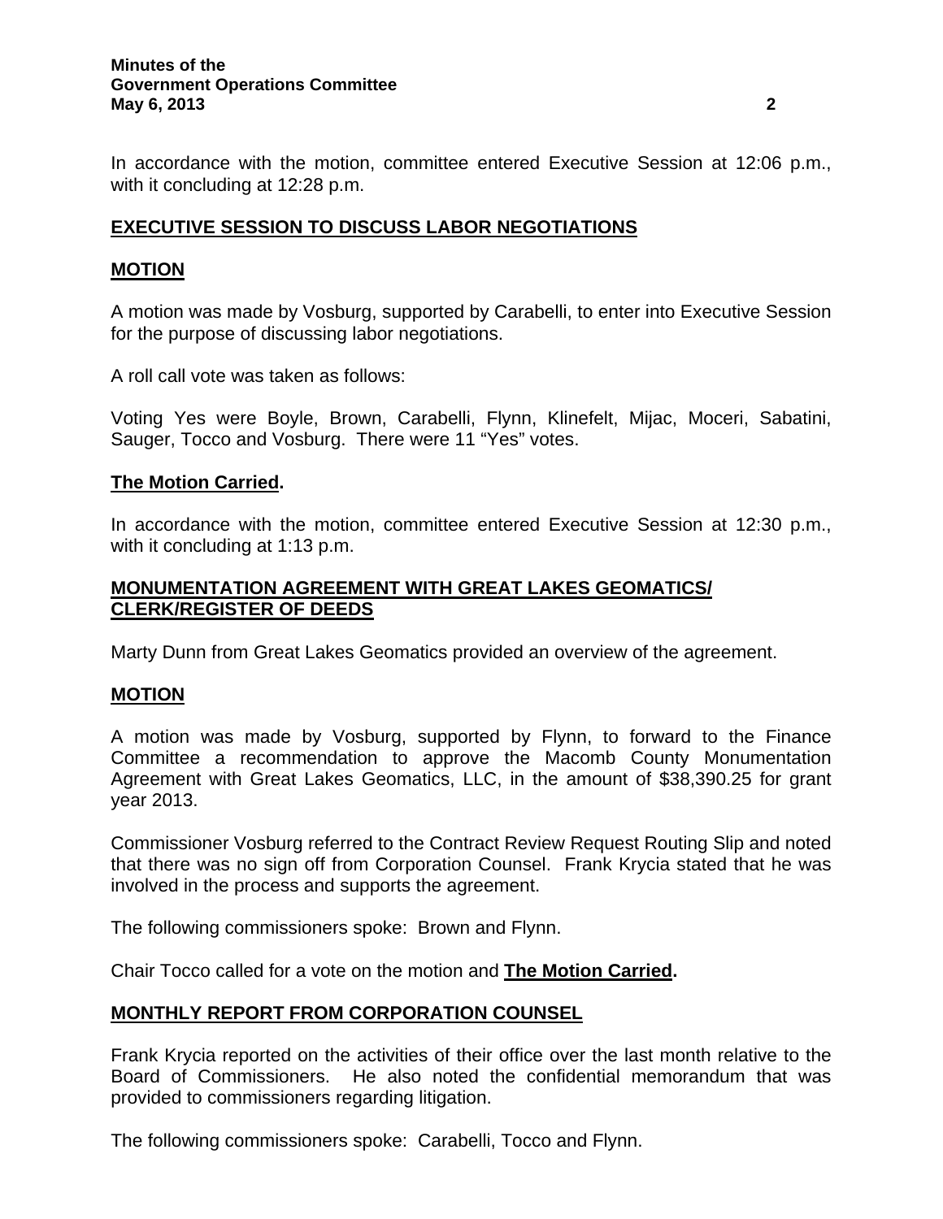In accordance with the motion, committee entered Executive Session at 12:06 p.m., with it concluding at 12:28 p.m.

**EXECUTIVE SESSION TO DISCUSS LABOR NEGOTIATIONS**

**MOTION**

A motion was made by Vosburg, supported by Carabelli, to enter into Executive Session for the purpose of discussing labor negotiations.

A roll call vote was taken as follows:

Voting Yes were Boyle, Brown, Carabelli, Flynn, Klinefelt, Mijac, Moceri, Sabatini, Sauger, Tocco and Vosburg. There were 11 "Yes" votes.

**The Motion Carried.**

In accordance with the motion, committee entered Executive Session at 12:30 p.m., with it concluding at 1:13 p.m.

**MONUMENTATION AGREEMENT WITH GREAT LAKES GEOMATICS/ CLERK/REGISTER OF DEEDS**

Marty Dunn from Great Lakes Geomatics provided an overview of the agreement.

**MOTION**

A motion was made by Vosburg, supported by Flynn, to forward to the Finance Committee a recommendation to approve the Macomb County Monumentation Agreement with Great Lakes Geomatics, LLC, in the amount of $38,390.25 for grant year 2013.

Commissioner Vosburg referred to the Contract Review Request Routing Slip and noted that there was no sign off from Corporation Counsel. Frank Krycia stated that he was involved in the process and supports the agreement.

The following commissioners spoke: Brown and Flynn.

Chair Tocco called for a vote on the motion and **The Motion Carried.**

**MONTHLY REPORT FROM CORPORATION COUNSEL**

Frank Krycia reported on the activities of their office over the last month relative to the Board of Commissioners. He also noted the confidential memorandum that was provided to commissioners regarding litigation.

The following commissioners spoke: Carabelli, Tocco and Flynn.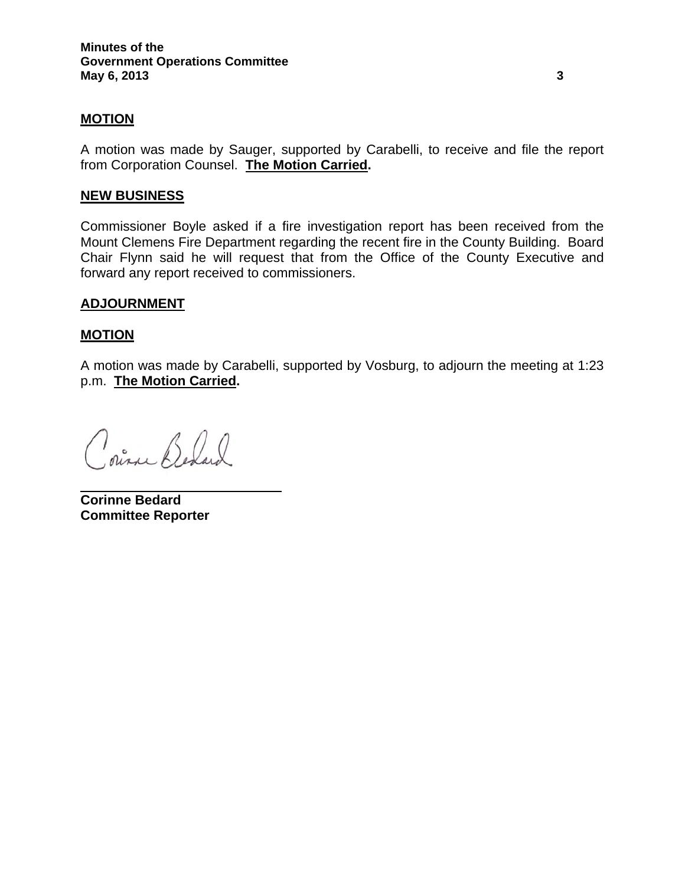**MOTION**

A motion was made by Sauger, supported by Carabelli, to receive and file the report from Corporation Counsel. **The Motion Carried.**

**NEW BUSINESS**

Commissioner Boyle asked if a fire investigation report has been received from the Mount Clemens Fire Department regarding the recent fire in the County Building. Board Chair Flynn said he will request that from the Office of the County Executive and forward any report received to commissioners.

**ADJOURNMENT**

**MOTION**

A motion was made by Carabelli, supported by Vosburg, to adjourn the meeting at 1:23 p.m. **The Motion Carried.**

**Corinne Bedard**
**Committee Reporter**